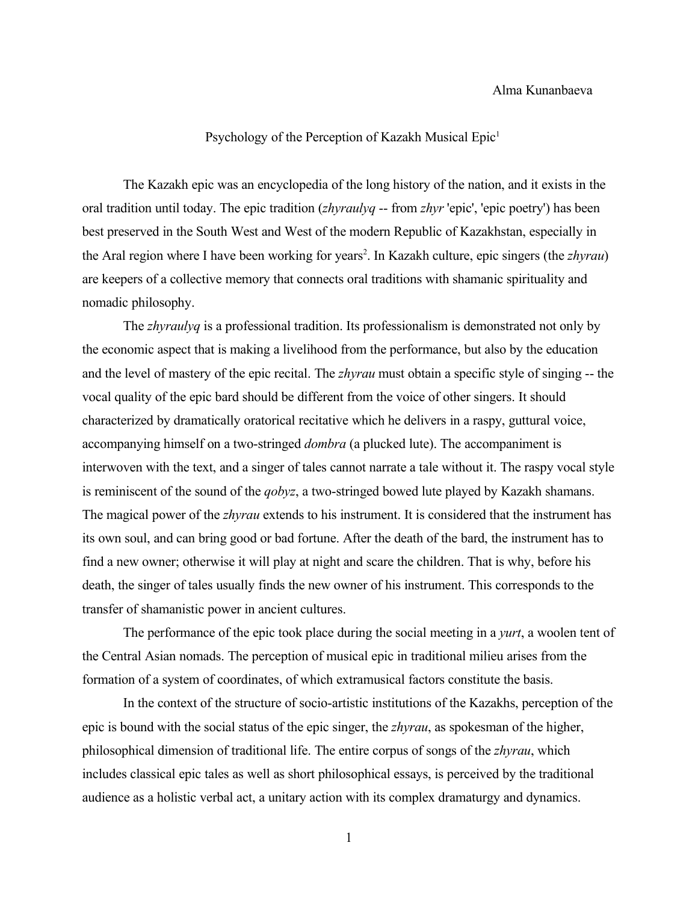Alma Kunanbaeva

# Psychology of the Perception of Kazakh Musical Epic[1]

The Kazakh epic was an encyclopedia of the long history of the nation, and it exists in the oral tradition until today. The epic tradition (*zhyraulyq* -- from *zhyr* 'epic', 'epic poetry') has been best preserved in the South West and West of the modern Republic of Kazakhstan, especially in the Aral region where I have been working for years[2]. In Kazakh culture, epic singers (the *zhyrau*) are keepers of a collective memory that connects oral traditions with shamanic spirituality and nomadic philosophy.

The *zhyraulyq* is a professional tradition. Its professionalism is demonstrated not only by the economic aspect that is making a livelihood from the performance, but also by the education and the level of mastery of the epic recital. The *zhyrau* must obtain a specific style of singing -- the vocal quality of the epic bard should be different from the voice of other singers. It should characterized by dramatically oratorical recitative which he delivers in a raspy, guttural voice, accompanying himself on a two-stringed *dombra* (a plucked lute). The accompaniment is interwoven with the text, and a singer of tales cannot narrate a tale without it. The raspy vocal style is reminiscent of the sound of the *qobyz*, a two-stringed bowed lute played by Kazakh shamans. The magical power of the *zhyrau* extends to his instrument. It is considered that the instrument has its own soul, and can bring good or bad fortune. After the death of the bard, the instrument has to find a new owner; otherwise it will play at night and scare the children. That is why, before his death, the singer of tales usually finds the new owner of his instrument. This corresponds to the transfer of shamanistic power in ancient cultures.

The performance of the epic took place during the social meeting in a *yurt*, a woolen tent of the Central Asian nomads. The perception of musical epic in traditional milieu arises from the formation of a system of coordinates, of which extramusical factors constitute the basis.

In the context of the structure of socio-artistic institutions of the Kazakhs, perception of the epic is bound with the social status of the epic singer, the *zhyrau*, as spokesman of the higher, philosophical dimension of traditional life. The entire corpus of songs of the *zhyrau*, which includes classical epic tales as well as short philosophical essays, is perceived by the traditional audience as a holistic verbal act, a unitary action with its complex dramaturgy and dynamics.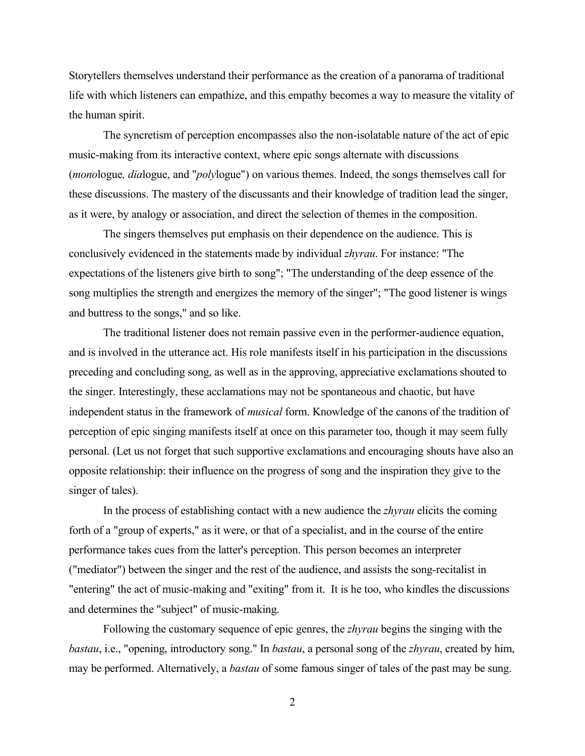Storytellers themselves understand their performance as the creation of a panorama of traditional life with which listeners can empathize, and this empathy becomes a way to measure the vitality of the human spirit.

The syncretism of perception encompasses also the non-isolatable nature of the act of epic music-making from its interactive context, where epic songs alternate with discussions (*mono*logue*, dia*logue, and "*poly*logue") on various themes. Indeed, the songs themselves call for these discussions. The mastery of the discussants and their knowledge of tradition lead the singer, as it were, by analogy or association, and direct the selection of themes in the composition.

The singers themselves put emphasis on their dependence on the audience. This is conclusively evidenced in the statements made by individual *zhyrau*. For instance: "The expectations of the listeners give birth to song"; "The understanding of the deep essence of the song multiplies the strength and energizes the memory of the singer"; "The good listener is wings and buttress to the songs," and so like.

The traditional listener does not remain passive even in the performer-audience equation, and is involved in the utterance act. His role manifests itself in his participation in the discussions preceding and concluding song, as well as in the approving, appreciative exclamations shouted to the singer. Interestingly, these acclamations may not be spontaneous and chaotic, but have independent status in the framework of *musical* form. Knowledge of the canons of the tradition of perception of epic singing manifests itself at once on this parameter too, though it may seem fully personal. (Let us not forget that such supportive exclamations and encouraging shouts have also an opposite relationship: their influence on the progress of song and the inspiration they give to the singer of tales).

In the process of establishing contact with a new audience the *zhyrau* elicits the coming forth of a "group of experts," as it were, or that of a specialist, and in the course of the entire performance takes cues from the latter's perception. This person becomes an interpreter ("mediator") between the singer and the rest of the audience, and assists the song-recitalist in "entering" the act of music-making and "exiting" from it. It is he too, who kindles the discussions and determines the "subject" of music-making.

Following the customary sequence of epic genres, the *zhyrau* begins the singing with the *bastau*, i.e., "opening, introductory song." In *bastau*, a personal song of the *zhyrau*, created by him, may be performed. Alternatively, a *bastau* of some famous singer of tales of the past may be sung.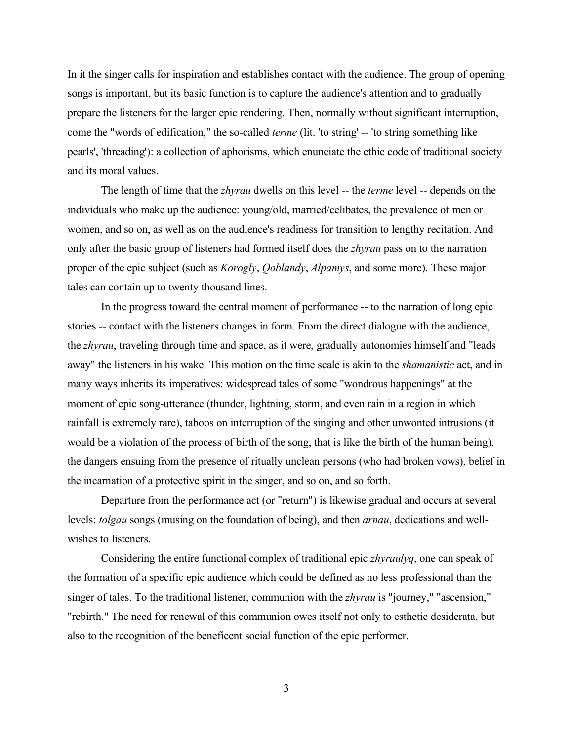In it the singer calls for inspiration and establishes contact with the audience. The group of opening songs is important, but its basic function is to capture the audience's attention and to gradually prepare the listeners for the larger epic rendering. Then, normally without significant interruption, come the "words of edification," the so-called *terme* (lit. 'to string' -- 'to string something like pearls', 'threading'): a collection of aphorisms, which enunciate the ethic code of traditional society and its moral values.

The length of time that the *zhyrau* dwells on this level -- the *terme* level -- depends on the individuals who make up the audience: young/old, married/celibates, the prevalence of men or women, and so on, as well as on the audience's readiness for transition to lengthy recitation. And only after the basic group of listeners had formed itself does the *zhyrau* pass on to the narration proper of the epic subject (such as *Korogly*, *Qoblandy*, *Alpamys*, and some more). These major tales can contain up to twenty thousand lines.

In the progress toward the central moment of performance -- to the narration of long epic stories -- contact with the listeners changes in form. From the direct dialogue with the audience, the *zhyrau*, traveling through time and space, as it were, gradually autonomies himself and "leads away" the listeners in his wake. This motion on the time scale is akin to the *shamanistic* act, and in many ways inherits its imperatives: widespread tales of some "wondrous happenings" at the moment of epic song-utterance (thunder, lightning, storm, and even rain in a region in which rainfall is extremely rare), taboos on interruption of the singing and other unwonted intrusions (it would be a violation of the process of birth of the song, that is like the birth of the human being), the dangers ensuing from the presence of ritually unclean persons (who had broken vows), belief in the incarnation of a protective spirit in the singer, and so on, and so forth.

Departure from the performance act (or "return") is likewise gradual and occurs at several levels: *tolgau* songs (musing on the foundation of being), and then *arnau*, dedications and well-wishes to listeners.

Considering the entire functional complex of traditional epic *zhyraulyq*, one can speak of the formation of a specific epic audience which could be defined as no less professional than the singer of tales. To the traditional listener, communion with the *zhyrau* is "journey," "ascension," "rebirth." The need for renewal of this communion owes itself not only to esthetic desiderata, but also to the recognition of the beneficent social function of the epic performer.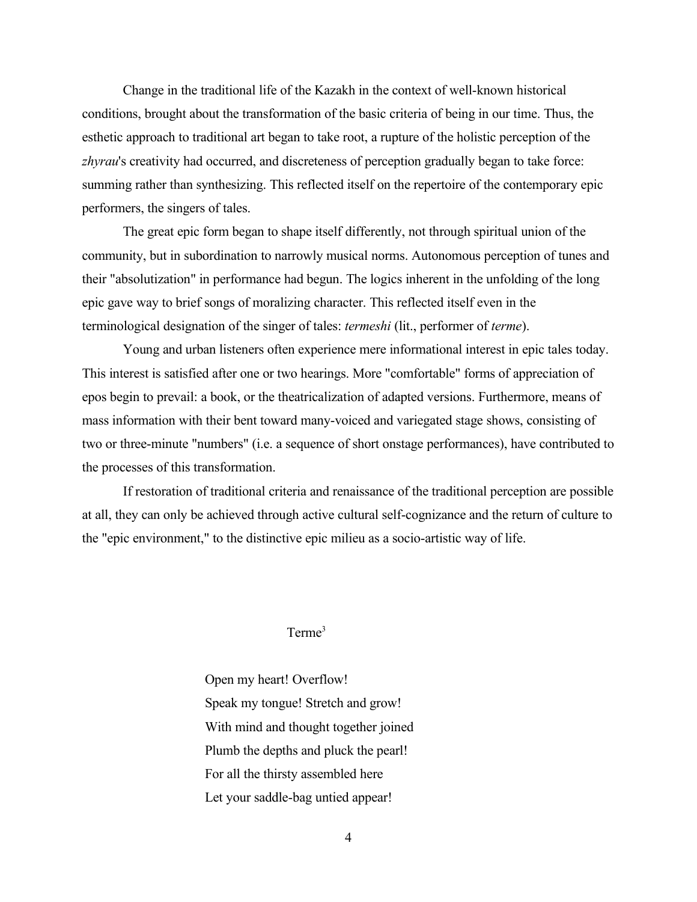Change in the traditional life of the Kazakh in the context of well-known historical conditions, brought about the transformation of the basic criteria of being in our time. Thus, the esthetic approach to traditional art began to take root, a rupture of the holistic perception of the *zhyrau*'s creativity had occurred, and discreteness of perception gradually began to take force: summing rather than synthesizing. This reflected itself on the repertoire of the contemporary epic performers, the singers of tales.

The great epic form began to shape itself differently, not through spiritual union of the community, but in subordination to narrowly musical norms. Autonomous perception of tunes and their "absolutization" in performance had begun. The logics inherent in the unfolding of the long epic gave way to brief songs of moralizing character. This reflected itself even in the terminological designation of the singer of tales: *termeshi* (lit., performer of *terme*).

Young and urban listeners often experience mere informational interest in epic tales today. This interest is satisfied after one or two hearings. More "comfortable" forms of appreciation of epos begin to prevail: a book, or the theatricalization of adapted versions. Furthermore, means of mass information with their bent toward many-voiced and variegated stage shows, consisting of two or three-minute "numbers" (i.e. a sequence of short onstage performances), have contributed to the processes of this transformation.

If restoration of traditional criteria and renaissance of the traditional perception are possible at all, they can only be achieved through active cultural self-cognizance and the return of culture to the "epic environment," to the distinctive epic milieu as a socio-artistic way of life.

### Terme[3]

Open my heart! Overflow!
Speak my tongue! Stretch and grow!
With mind and thought together joined
Plumb the depths and pluck the pearl!
For all the thirsty assembled here
Let your saddle-bag untied appear!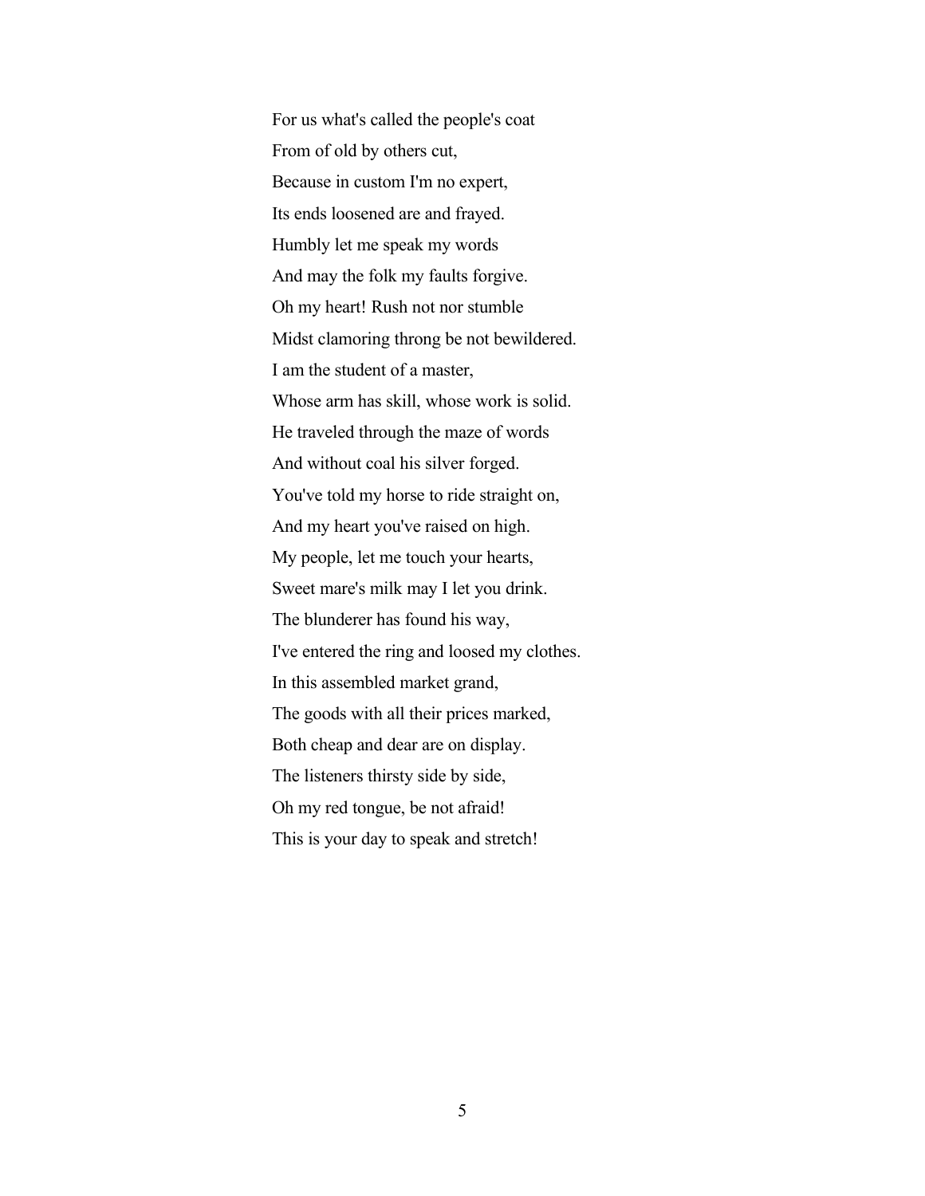For us what's called the people's coat  
From of old by others cut,  
Because in custom I'm no expert,  
Its ends loosened are and frayed.  
Humbly let me speak my words  
And may the folk my faults forgive.  
Oh my heart! Rush not nor stumble  
Midst clamoring throng be not bewildered.  
I am the student of a master,  
Whose arm has skill, whose work is solid.  
He traveled through the maze of words  
And without coal his silver forged.  
You've told my horse to ride straight on,  
And my heart you've raised on high.  
My people, let me touch your hearts,  
Sweet mare's milk may I let you drink.  
The blunderer has found his way,  
I've entered the ring and loosed my clothes.  
In this assembled market grand,  
The goods with all their prices marked,  
Both cheap and dear are on display.  
The listeners thirsty side by side,  
Oh my red tongue, be not afraid!  
This is your day to speak and stretch!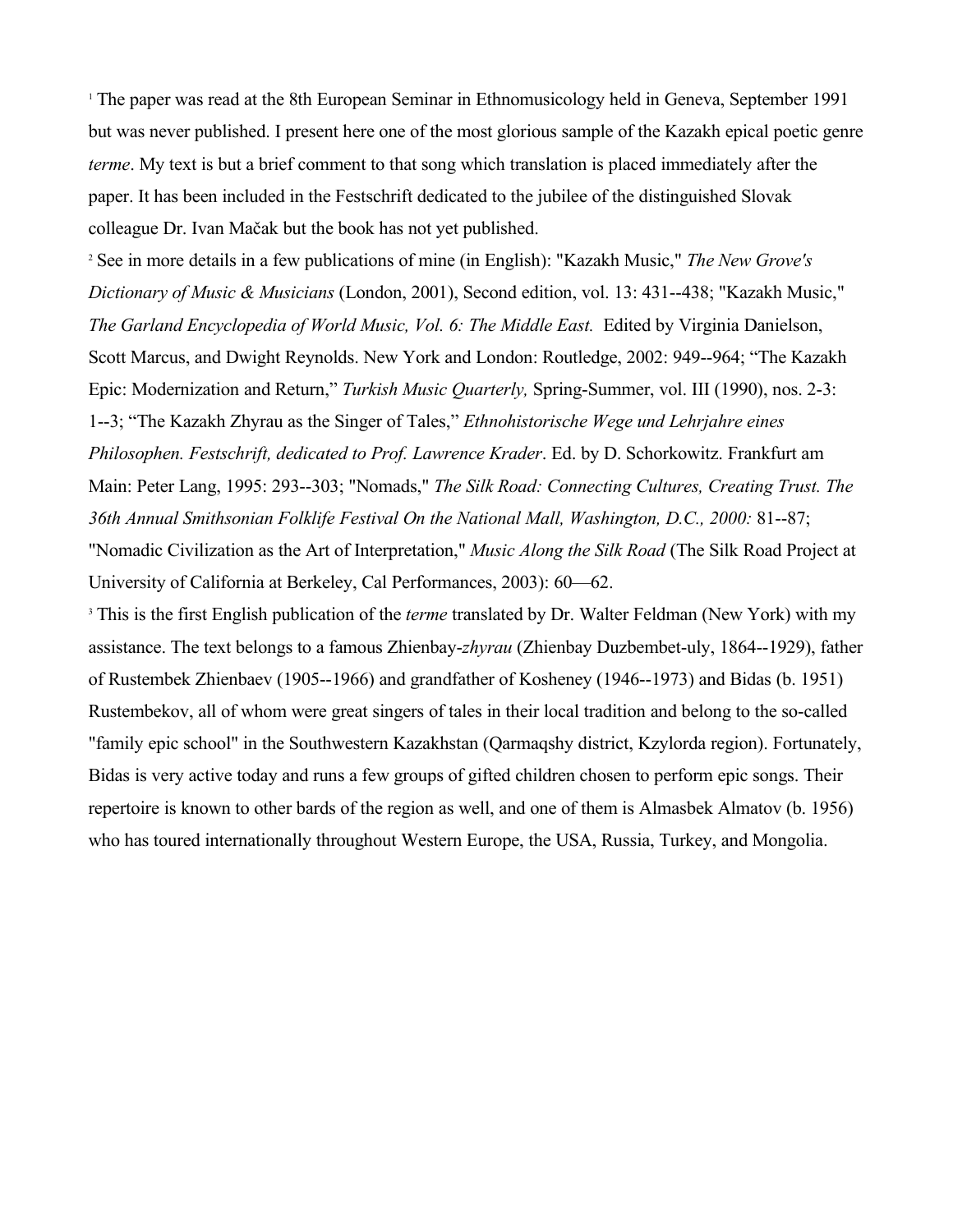[1] The paper was read at the 8th European Seminar in Ethnomusicology held in Geneva, September 1991 but was never published. I present here one of the most glorious sample of the Kazakh epical poetic genre *terme*. My text is but a brief comment to that song which translation is placed immediately after the paper. It has been included in the Festschrift dedicated to the jubilee of the distinguished Slovak colleague Dr. Ivan Mačak but the book has not yet published.

[2] See in more details in a few publications of mine (in English): "Kazakh Music," *The New Grove's Dictionary of Music & Musicians* (London, 2001), Second edition, vol. 13: 431--438; "Kazakh Music," *The Garland Encyclopedia of World Music, Vol. 6: The Middle East.* Edited by Virginia Danielson, Scott Marcus, and Dwight Reynolds. New York and London: Routledge, 2002: 949--964; "The Kazakh Epic: Modernization and Return," *Turkish Music Quarterly,* Spring-Summer, vol. III (1990), nos. 2-3: 1--3; "The Kazakh Zhyrau as the Singer of Tales," *Ethnohistorische Wege und Lehrjahre eines Philosophen. Festschrift, dedicated to Prof. Lawrence Krader*. Ed. by D. Schorkowitz. Frankfurt am Main: Peter Lang, 1995: 293--303; "Nomads," *The Silk Road: Connecting Cultures, Creating Trust. The 36th Annual Smithsonian Folklife Festival On the National Mall, Washington, D.C., 2000:* 81--87; "Nomadic Civilization as the Art of Interpretation," *Music Along the Silk Road* (The Silk Road Project at University of California at Berkeley, Cal Performances, 2003): 60—62.

[3] This is the first English publication of the *terme* translated by Dr. Walter Feldman (New York) with my assistance. The text belongs to a famous Zhienbay-*zhyrau* (Zhienbay Duzbembet-uly, 1864--1929), father of Rustembek Zhienbaev (1905--1966) and grandfather of Kosheney (1946--1973) and Bidas (b. 1951) Rustembekov, all of whom were great singers of tales in their local tradition and belong to the so-called "family epic school" in the Southwestern Kazakhstan (Qarmaqshy district, Kzylorda region). Fortunately, Bidas is very active today and runs a few groups of gifted children chosen to perform epic songs. Their repertoire is known to other bards of the region as well, and one of them is Almasbek Almatov (b. 1956) who has toured internationally throughout Western Europe, the USA, Russia, Turkey, and Mongolia.